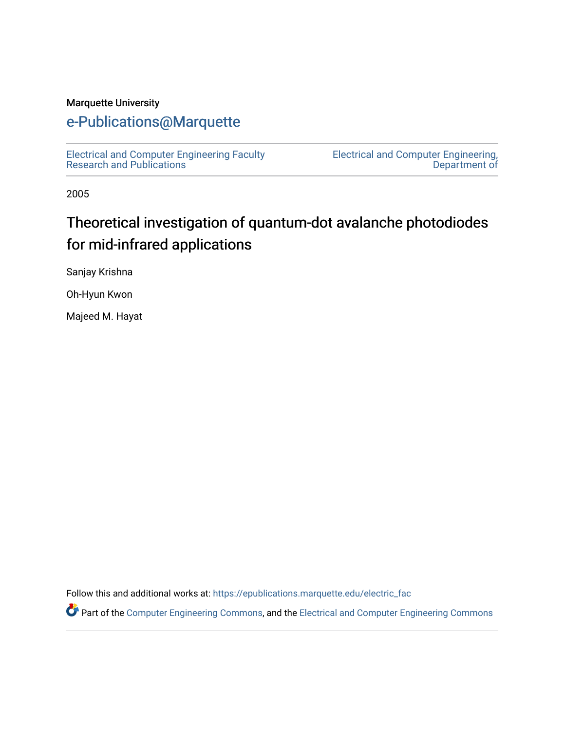Marquette University

# e-Publications@Marquette

Electrical and Computer Engineering Faculty Research and Publications

Electrical and Computer Engineering, Department of

2005

## Theoretical investigation of quantum-dot avalanche photodiodes for mid-infrared applications

Sanjay Krishna

Oh-Hyun Kwon

Majeed M. Hayat

Follow this and additional works at: https://epublications.marquette.edu/electric_fac

Part of the Computer Engineering Commons, and the Electrical and Computer Engineering Commons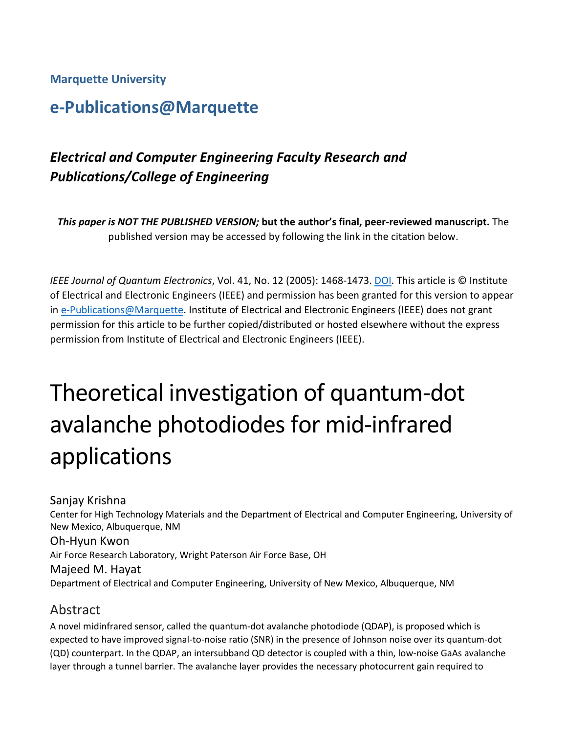**Marquette University**

## e-Publications@Marquette

### *Electrical and Computer Engineering Faculty Research and Publications/College of Engineering*

***This paper is NOT THE PUBLISHED VERSION;* but the author's final, peer-reviewed manuscript.** The published version may be accessed by following the link in the citation below.

*IEEE Journal of Quantum Electronics*, Vol. 41, No. 12 (2005): 1468-1473. DOI. This article is © Institute of Electrical and Electronic Engineers (IEEE) and permission has been granted for this version to appear in e-Publications@Marquette. Institute of Electrical and Electronic Engineers (IEEE) does not grant permission for this article to be further copied/distributed or hosted elsewhere without the express permission from Institute of Electrical and Electronic Engineers (IEEE).

# Theoretical investigation of quantum-dot avalanche photodiodes for mid-infrared applications

Sanjay Krishna
Center for High Technology Materials and the Department of Electrical and Computer Engineering, University of New Mexico, Albuquerque, NM

Oh-Hyun Kwon
Air Force Research Laboratory, Wright Paterson Air Force Base, OH

Majeed M. Hayat
Department of Electrical and Computer Engineering, University of New Mexico, Albuquerque, NM

## Abstract

A novel midinfrared sensor, called the quantum-dot avalanche photodiode (QDAP), is proposed which is expected to have improved signal-to-noise ratio (SNR) in the presence of Johnson noise over its quantum-dot (QD) counterpart. In the QDAP, an intersubband QD detector is coupled with a thin, low-noise GaAs avalanche layer through a tunnel barrier. The avalanche layer provides the necessary photocurrent gain required to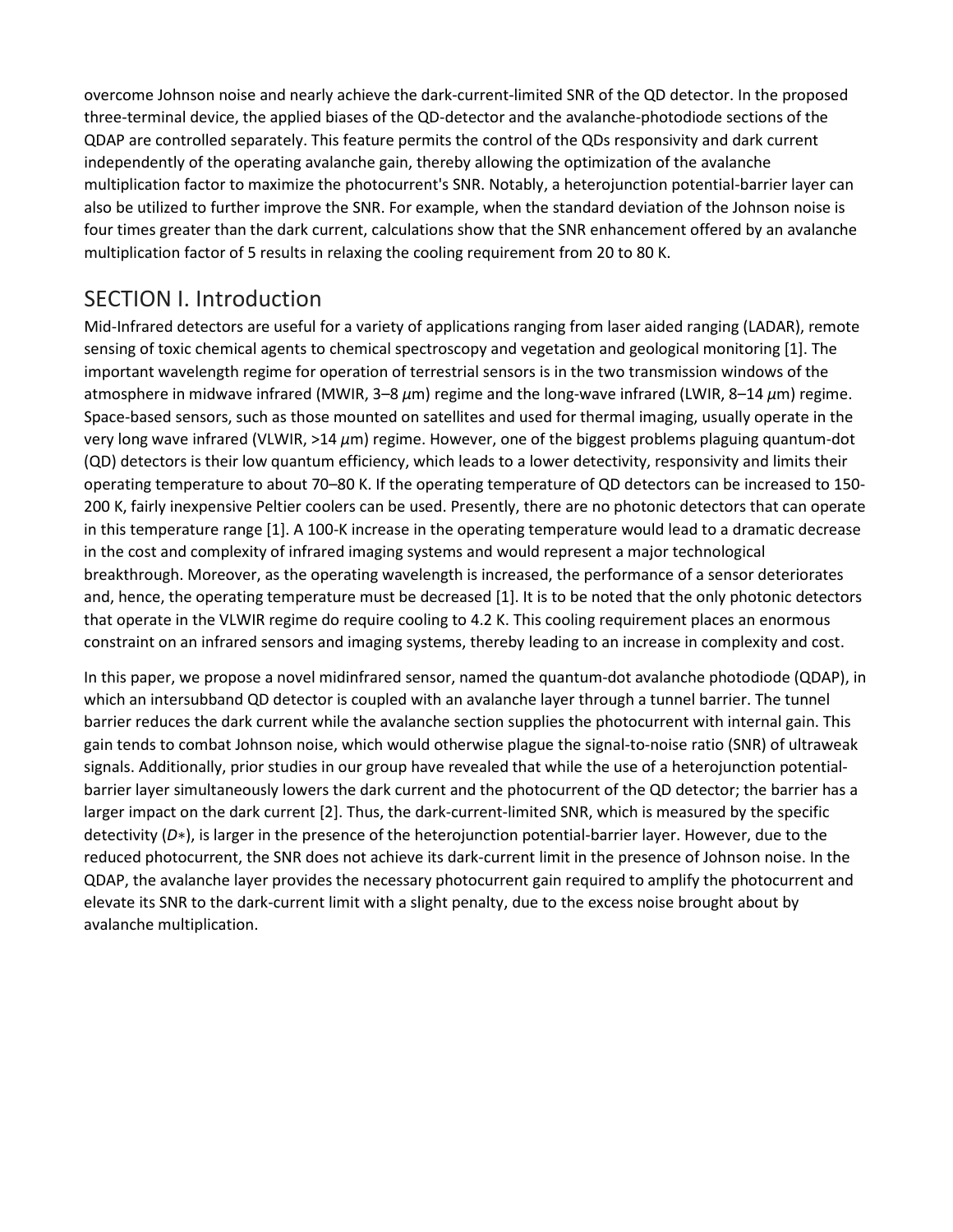overcome Johnson noise and nearly achieve the dark-current-limited SNR of the QD detector. In the proposed three-terminal device, the applied biases of the QD-detector and the avalanche-photodiode sections of the QDAP are controlled separately. This feature permits the control of the QDs responsivity and dark current independently of the operating avalanche gain, thereby allowing the optimization of the avalanche multiplication factor to maximize the photocurrent's SNR. Notably, a heterojunction potential-barrier layer can also be utilized to further improve the SNR. For example, when the standard deviation of the Johnson noise is four times greater than the dark current, calculations show that the SNR enhancement offered by an avalanche multiplication factor of 5 results in relaxing the cooling requirement from 20 to 80 K.

## SECTION I. Introduction

Mid-Infrared detectors are useful for a variety of applications ranging from laser aided ranging (LADAR), remote sensing of toxic chemical agents to chemical spectroscopy and vegetation and geological monitoring [1]. The important wavelength regime for operation of terrestrial sensors is in the two transmission windows of the atmosphere in midwave infrared (MWIR, 3–8 $\mu$m) regime and the long-wave infrared (LWIR, 8–14 $\mu$m) regime. Space-based sensors, such as those mounted on satellites and used for thermal imaging, usually operate in the very long wave infrared (VLWIR, >14 $\mu$m) regime. However, one of the biggest problems plaguing quantum-dot (QD) detectors is their low quantum efficiency, which leads to a lower detectivity, responsivity and limits their operating temperature to about 70–80 K. If the operating temperature of QD detectors can be increased to 150-200 K, fairly inexpensive Peltier coolers can be used. Presently, there are no photonic detectors that can operate in this temperature range [1]. A 100-K increase in the operating temperature would lead to a dramatic decrease in the cost and complexity of infrared imaging systems and would represent a major technological breakthrough. Moreover, as the operating wavelength is increased, the performance of a sensor deteriorates and, hence, the operating temperature must be decreased [1]. It is to be noted that the only photonic detectors that operate in the VLWIR regime do require cooling to 4.2 K. This cooling requirement places an enormous constraint on an infrared sensors and imaging systems, thereby leading to an increase in complexity and cost.

In this paper, we propose a novel midinfrared sensor, named the quantum-dot avalanche photodiode (QDAP), in which an intersubband QD detector is coupled with an avalanche layer through a tunnel barrier. The tunnel barrier reduces the dark current while the avalanche section supplies the photocurrent with internal gain. This gain tends to combat Johnson noise, which would otherwise plague the signal-to-noise ratio (SNR) of ultraweak signals. Additionally, prior studies in our group have revealed that while the use of a heterojunction potential-barrier layer simultaneously lowers the dark current and the photocurrent of the QD detector; the barrier has a larger impact on the dark current [2]. Thus, the dark-current-limited SNR, which is measured by the specific detectivity ($D*$), is larger in the presence of the heterojunction potential-barrier layer. However, due to the reduced photocurrent, the SNR does not achieve its dark-current limit in the presence of Johnson noise. In the QDAP, the avalanche layer provides the necessary photocurrent gain required to amplify the photocurrent and elevate its SNR to the dark-current limit with a slight penalty, due to the excess noise brought about by avalanche multiplication.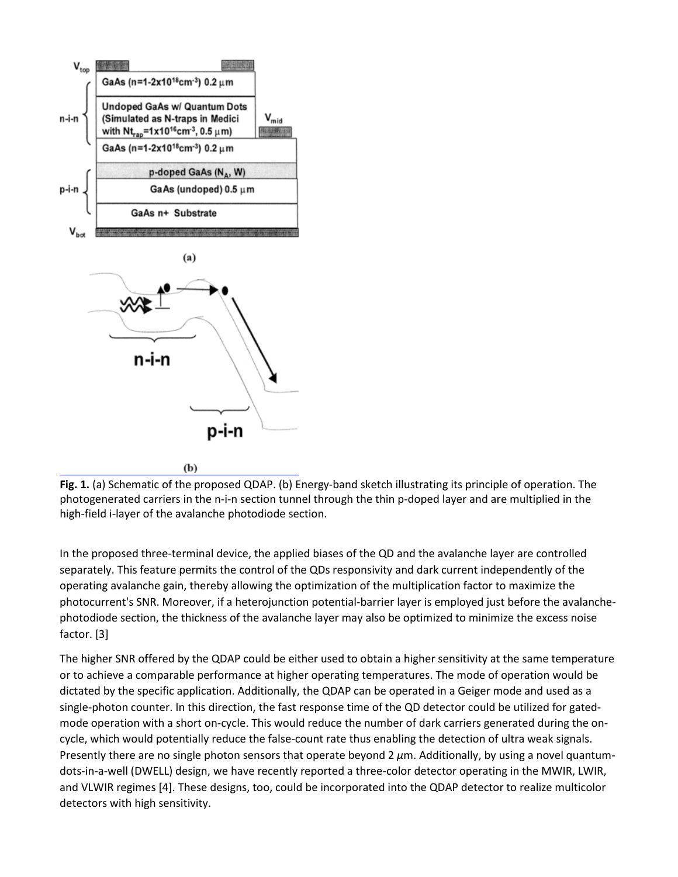**Fig. 1.** (a) Schematic of the proposed QDAP. (b) Energy-band sketch illustrating its principle of operation. The photogenerated carriers in the n-i-n section tunnel through the thin p-doped layer and are multiplied in the high-field i-layer of the avalanche photodiode section.

In the proposed three-terminal device, the applied biases of the QD and the avalanche layer are controlled separately. This feature permits the control of the QDs responsivity and dark current independently of the operating avalanche gain, thereby allowing the optimization of the multiplication factor to maximize the photocurrent's SNR. Moreover, if a heterojunction potential-barrier layer is employed just before the avalanche-photodiode section, the thickness of the avalanche layer may also be optimized to minimize the excess noise factor. [3]

The higher SNR offered by the QDAP could be either used to obtain a higher sensitivity at the same temperature or to achieve a comparable performance at higher operating temperatures. The mode of operation would be dictated by the specific application. Additionally, the QDAP can be operated in a Geiger mode and used as a single-photon counter. In this direction, the fast response time of the QD detector could be utilized for gated-mode operation with a short on-cycle. This would reduce the number of dark carriers generated during the on-cycle, which would potentially reduce the false-count rate thus enabling the detection of ultra weak signals. Presently there are no single photon sensors that operate beyond 2 $\mu$m. Additionally, by using a novel quantum-dots-in-a-well (DWELL) design, we have recently reported a three-color detector operating in the MWIR, LWIR, and VLWIR regimes [4]. These designs, too, could be incorporated into the QDAP detector to realize multicolor detectors with high sensitivity.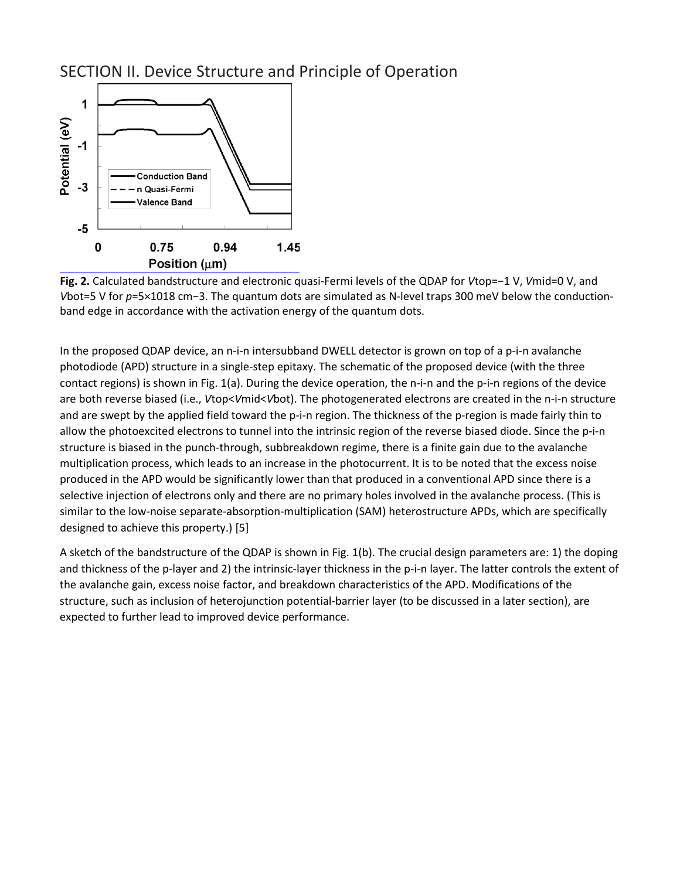## SECTION II. Device Structure and Principle of Operation

**Fig. 2.** Calculated bandstructure and electronic quasi-Fermi levels of the QDAP for $V_{top}=-1$ V, $V_{mid}=0$ V, and $V_{bot}=5$ V for $p=5\times10^{18}$ cm$^{-3}$. The quantum dots are simulated as N-level traps 300 meV below the conduction-band edge in accordance with the activation energy of the quantum dots.

In the proposed QDAP device, an n-i-n intersubband DWELL detector is grown on top of a p-i-n avalanche photodiode (APD) structure in a single-step epitaxy. The schematic of the proposed device (with the three contact regions) is shown in Fig. 1(a). During the device operation, the n-i-n and the p-i-n regions of the device are both reverse biased (i.e., $V_{top}<V_{mid}<V_{bot}$). The photogenerated electrons are created in the n-i-n structure and are swept by the applied field toward the p-i-n region. The thickness of the p-region is made fairly thin to allow the photoexcited electrons to tunnel into the intrinsic region of the reverse biased diode. Since the p-i-n structure is biased in the punch-through, subbreakdown regime, there is a finite gain due to the avalanche multiplication process, which leads to an increase in the photocurrent. It is to be noted that the excess noise produced in the APD would be significantly lower than that produced in a conventional APD since there is a selective injection of electrons only and there are no primary holes involved in the avalanche process. (This is similar to the low-noise separate-absorption-multiplication (SAM) heterostructure APDs, which are specifically designed to achieve this property.) [5]

A sketch of the bandstructure of the QDAP is shown in Fig. 1(b). The crucial design parameters are: 1) the doping and thickness of the p-layer and 2) the intrinsic-layer thickness in the p-i-n layer. The latter controls the extent of the avalanche gain, excess noise factor, and breakdown characteristics of the APD. Modifications of the structure, such as inclusion of heterojunction potential-barrier layer (to be discussed in a later section), are expected to further lead to improved device performance.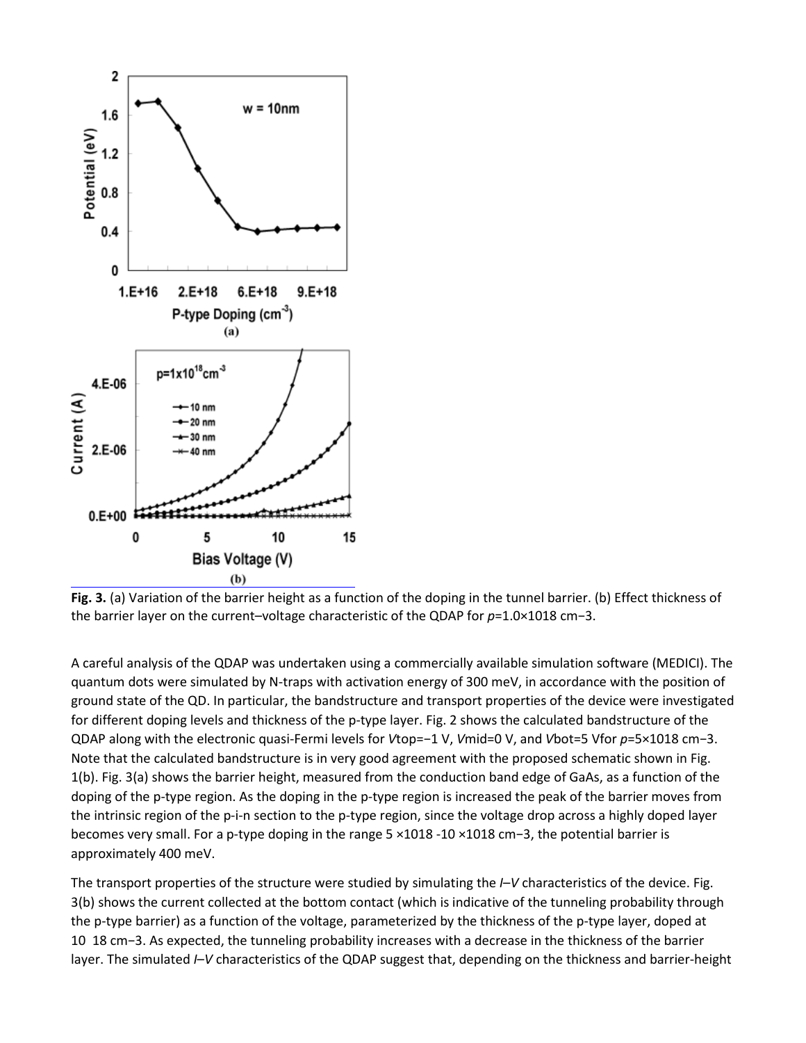**Fig. 3.** (a) Variation of the barrier height as a function of the doping in the tunnel barrier. (b) Effect thickness of the barrier layer on the current–voltage characteristic of the QDAP for $p=1.0\times10^{18}$ cm$^{-3}$.

A careful analysis of the QDAP was undertaken using a commercially available simulation software (MEDICI). The quantum dots were simulated by N-traps with activation energy of 300 meV, in accordance with the position of ground state of the QD. In particular, the bandstructure and transport properties of the device were investigated for different doping levels and thickness of the p-type layer. Fig. 2 shows the calculated bandstructure of the QDAP along with the electronic quasi-Fermi levels for $V_{top}=-1$ V, $V_{mid}=0$ V, and $V_{bot}=5$ V for $p=5\times10^{18}$ cm$^{-3}$. Note that the calculated bandstructure is in very good agreement with the proposed schematic shown in Fig. 1(b). Fig. 3(a) shows the barrier height, measured from the conduction band edge of GaAs, as a function of the doping of the p-type region. As the doping in the p-type region is increased the peak of the barrier moves from the intrinsic region of the p-i-n section to the p-type region, since the voltage drop across a highly doped layer becomes very small. For a p-type doping in the range $5\times10^{18}$ - $10\times10^{18}$ cm$^{-3}$, the potential barrier is approximately 400 meV.

The transport properties of the structure were studied by simulating the $I$–$V$ characteristics of the device. Fig. 3(b) shows the current collected at the bottom contact (which is indicative of the tunneling probability through the p-type barrier) as a function of the voltage, parameterized by the thickness of the p-type layer, doped at $10^{18}$ cm$^{-3}$. As expected, the tunneling probability increases with a decrease in the thickness of the barrier layer. The simulated $I$–$V$ characteristics of the QDAP suggest that, depending on the thickness and barrier-height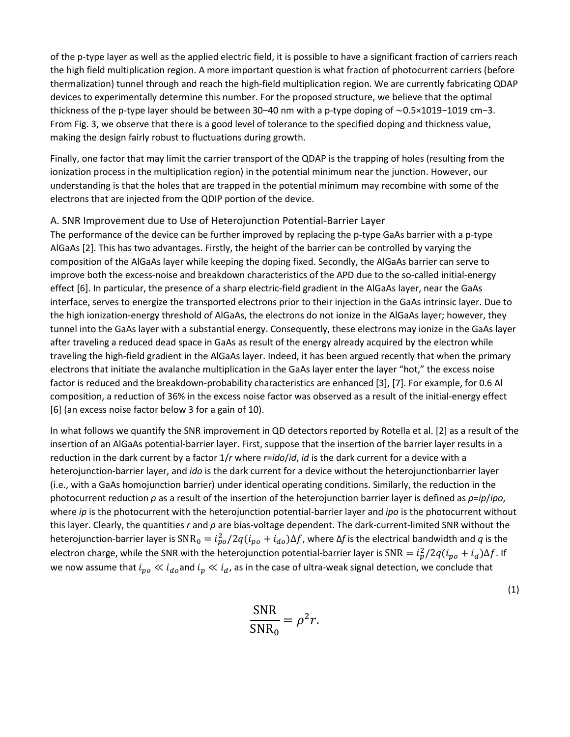of the p-type layer as well as the applied electric field, it is possible to have a significant fraction of carriers reach the high field multiplication region. A more important question is what fraction of photocurrent carriers (before thermalization) tunnel through and reach the high-field multiplication region. We are currently fabricating QDAP devices to experimentally determine this number. For the proposed structure, we believe that the optimal thickness of the p-type layer should be between 30–40 nm with a p-type doping of $\sim 0.5\times10^{19}-10^{19}$ cm$^{-3}$. From Fig. 3, we observe that there is a good level of tolerance to the specified doping and thickness value, making the design fairly robust to fluctuations during growth.

Finally, one factor that may limit the carrier transport of the QDAP is the trapping of holes (resulting from the ionization process in the multiplication region) in the potential minimum near the junction. However, our understanding is that the holes that are trapped in the potential minimum may recombine with some of the electrons that are injected from the QDIP portion of the device.

### A. SNR Improvement due to Use of Heterojunction Potential-Barrier Layer

The performance of the device can be further improved by replacing the p-type GaAs barrier with a p-type AlGaAs [2]. This has two advantages. Firstly, the height of the barrier can be controlled by varying the composition of the AlGaAs layer while keeping the doping fixed. Secondly, the AlGaAs barrier can serve to improve both the excess-noise and breakdown characteristics of the APD due to the so-called initial-energy effect [6]. In particular, the presence of a sharp electric-field gradient in the AlGaAs layer, near the GaAs interface, serves to energize the transported electrons prior to their injection in the GaAs intrinsic layer. Due to the high ionization-energy threshold of AlGaAs, the electrons do not ionize in the AlGaAs layer; however, they tunnel into the GaAs layer with a substantial energy. Consequently, these electrons may ionize in the GaAs layer after traveling a reduced dead space in GaAs as result of the energy already acquired by the electron while traveling the high-field gradient in the AlGaAs layer. Indeed, it has been argued recently that when the primary electrons that initiate the avalanche multiplication in the GaAs layer enter the layer "hot," the excess noise factor is reduced and the breakdown-probability characteristics are enhanced [3], [7]. For example, for 0.6 Al composition, a reduction of 36% in the excess noise factor was observed as a result of the initial-energy effect [6] (an excess noise factor below 3 for a gain of 10).

In what follows we quantify the SNR improvement in QD detectors reported by Rotella et al. [2] as a result of the insertion of an AlGaAs potential-barrier layer. First, suppose that the insertion of the barrier layer results in a reduction in the dark current by a factor $1/r$ where $r=i_{do}/i_d$, $i_d$ is the dark current for a device with a heterojunction-barrier layer, and $i_{do}$ is the dark current for a device without the heterojunctionbarrier layer (i.e., with a GaAs homojunction barrier) under identical operating conditions. Similarly, the reduction in the photocurrent reduction $\rho$ as a result of the insertion of the heterojunction barrier layer is defined as $\rho=i_p/i_{po}$, where $i_p$ is the photocurrent with the heterojunction potential-barrier layer and $i_{po}$ is the photocurrent without this layer. Clearly, the quantities $r$ and $\rho$ are bias-voltage dependent. The dark-current-limited SNR without the heterojunction-barrier layer is $\mathrm{SNR}_0 = i_{po}^2/2q(i_{po}+i_{do})\Delta f$, where $\Delta f$ is the electrical bandwidth and $q$ is the electron charge, while the SNR with the heterojunction potential-barrier layer is $\mathrm{SNR} = i_p^2/2q(i_{po}+i_d)\Delta f$. If we now assume that $i_{po} \ll i_{do}$ and $i_p \ll i_d$, as in the case of ultra-weak signal detection, we conclude that

$$\frac{\mathrm{SNR}}{\mathrm{SNR}_0} = \rho^2 r. \tag{1}$$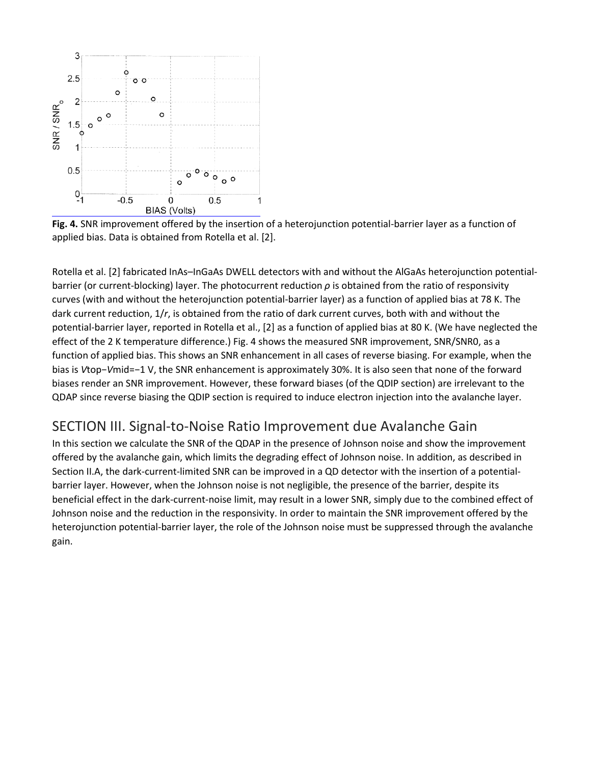**Fig. 4.** SNR improvement offered by the insertion of a heterojunction potential-barrier layer as a function of applied bias. Data is obtained from Rotella et al. [2].

Rotella et al. [2] fabricated InAs–InGaAs DWELL detectors with and without the AlGaAs heterojunction potential-barrier (or current-blocking) layer. The photocurrent reduction $\rho$ is obtained from the ratio of responsivity curves (with and without the heterojunction potential-barrier layer) as a function of applied bias at 78 K. The dark current reduction, $1/r$, is obtained from the ratio of dark current curves, both with and without the potential-barrier layer, reported in Rotella et al., [2] as a function of applied bias at 80 K. (We have neglected the effect of the 2 K temperature difference.) Fig. 4 shows the measured SNR improvement, $SNR/SNR_0$, as a function of applied bias. This shows an SNR enhancement in all cases of reverse biasing. For example, when the bias is $V_{top}-V_{mid}=-1$ V, the SNR enhancement is approximately 30%. It is also seen that none of the forward biases render an SNR improvement. However, these forward biases (of the QDIP section) are irrelevant to the QDAP since reverse biasing the QDIP section is required to induce electron injection into the avalanche layer.

## SECTION III. Signal-to-Noise Ratio Improvement due Avalanche Gain

In this section we calculate the SNR of the QDAP in the presence of Johnson noise and show the improvement offered by the avalanche gain, which limits the degrading effect of Johnson noise. In addition, as described in Section II.A, the dark-current-limited SNR can be improved in a QD detector with the insertion of a potential-barrier layer. However, when the Johnson noise is not negligible, the presence of the barrier, despite its beneficial effect in the dark-current-noise limit, may result in a lower SNR, simply due to the combined effect of Johnson noise and the reduction in the responsivity. In order to maintain the SNR improvement offered by the heterojunction potential-barrier layer, the role of the Johnson noise must be suppressed through the avalanche gain.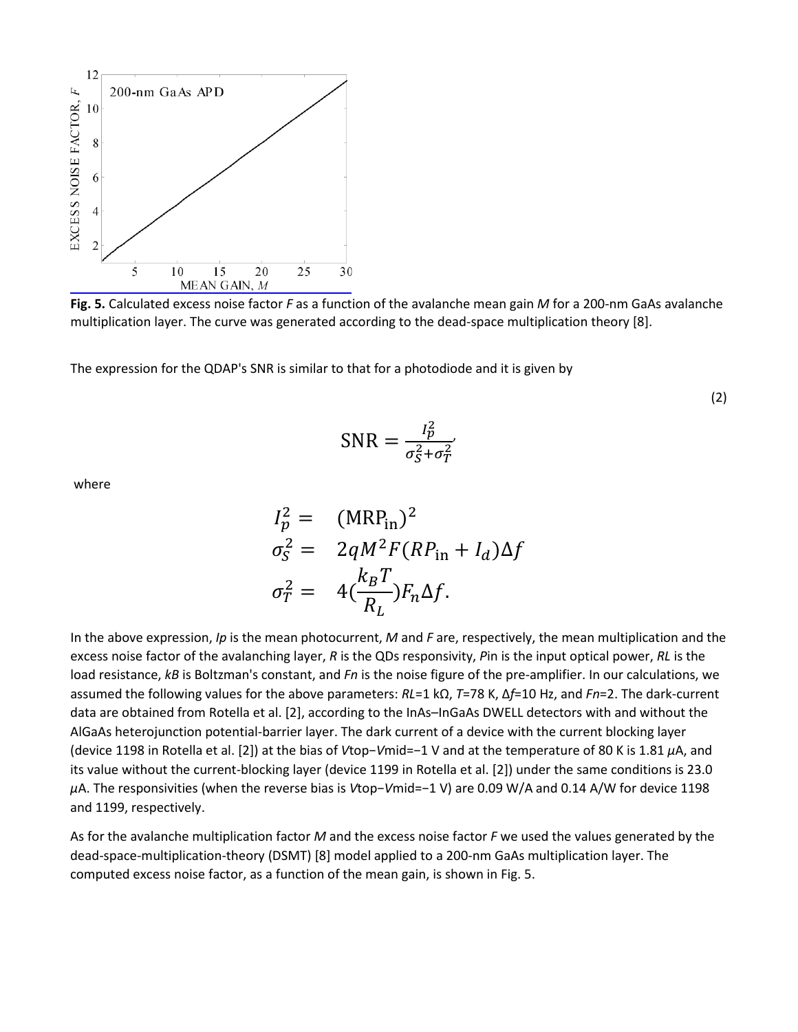**Fig. 5.** Calculated excess noise factor $F$ as a function of the avalanche mean gain $M$ for a 200-nm GaAs avalanche multiplication layer. The curve was generated according to the dead-space multiplication theory [8].

The expression for the QDAP's SNR is similar to that for a photodiode and it is given by

$$\mathrm{SNR} = \frac{I_p^2}{\sigma_S^2 + \sigma_T^2}, \tag{2}$$

where

$$
\begin{aligned}
I_p^2 &= (\mathrm{MRP_{in}})^2 \\
\sigma_S^2 &= 2qM^2F(RP_{\mathrm{in}} + I_d)\Delta f \\
\sigma_T^2 &= 4\left(\frac{k_B T}{R_L}\right)F_n \Delta f.
\end{aligned}
$$

In the above expression, $I_p$ is the mean photocurrent, $M$ and $F$ are, respectively, the mean multiplication and the excess noise factor of the avalanching layer, $R$ is the QDs responsivity, $P_{in}$ is the input optical power, $R_L$ is the load resistance, $k_B$ is Boltzman's constant, and $F_n$ is the noise figure of the pre-amplifier. In our calculations, we assumed the following values for the above parameters: $R_L$=1 kΩ, $T$=78 K, $\Delta f$=10 Hz, and $F_n$=2. The dark-current data are obtained from Rotella et al. [2], according to the InAs–InGaAs DWELL detectors with and without the AlGaAs heterojunction potential-barrier layer. The dark current of a device with the current blocking layer (device 1198 in Rotella et al. [2]) at the bias of $V_{top}-V_{mid}=-1$ V and at the temperature of 80 K is 1.81 $\mu$A, and its value without the current-blocking layer (device 1199 in Rotella et al. [2]) under the same conditions is 23.0 $\mu$A. The responsivities (when the reverse bias is $V_{top}-V_{mid}=-1$ V) are 0.09 W/A and 0.14 A/W for device 1198 and 1199, respectively.

As for the avalanche multiplication factor $M$ and the excess noise factor $F$ we used the values generated by the dead-space-multiplication-theory (DSMT) [8] model applied to a 200-nm GaAs multiplication layer. The computed excess noise factor, as a function of the mean gain, is shown in Fig. 5.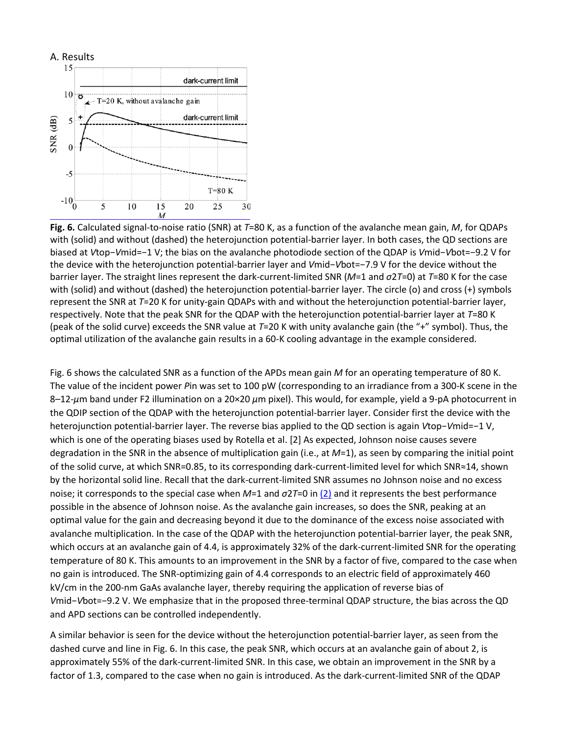A. Results

**Fig. 6.** Calculated signal-to-noise ratio (SNR) at $T$=80 K, as a function of the avalanche mean gain, $M$, for QDAPs with (solid) and without (dashed) the heterojunction potential-barrier layer. In both cases, the QD sections are biased at $V_{top}-V_{mid}=-1$ V; the bias on the avalanche photodiode section of the QDAP is $V_{mid}-V_{bot}=-9.2$ V for the device with the heterojunction potential-barrier layer and $V_{mid}-V_{bot}=-7.9$ V for the device without the barrier layer. The straight lines represent the dark-current-limited SNR ($M$=1 and $\sigma^2_T$=0) at $T$=80 K for the case with (solid) and without (dashed) the heterojunction potential-barrier layer. The circle (o) and cross (+) symbols represent the SNR at $T$=20 K for unity-gain QDAPs with and without the heterojunction potential-barrier layer, respectively. Note that the peak SNR for the QDAP with the heterojunction potential-barrier layer at $T$=80 K (peak of the solid curve) exceeds the SNR value at $T$=20 K with unity avalanche gain (the "+" symbol). Thus, the optimal utilization of the avalanche gain results in a 60-K cooling advantage in the example considered.

Fig. 6 shows the calculated SNR as a function of the APDs mean gain $M$ for an operating temperature of 80 K. The value of the incident power $P_{in}$ was set to 100 pW (corresponding to an irradiance from a 300-K scene in the 8–12-$\mu$m band under F2 illumination on a 20×20 $\mu$m pixel). This would, for example, yield a 9-pA photocurrent in the QDIP section of the QDAP with the heterojunction potential-barrier layer. Consider first the device with the heterojunction potential-barrier layer. The reverse bias applied to the QD section is again $V_{top}-V_{mid}=-1$ V, which is one of the operating biases used by Rotella et al. [2] As expected, Johnson noise causes severe degradation in the SNR in the absence of multiplication gain (i.e., at $M$=1), as seen by comparing the initial point of the solid curve, at which SNR=0.85, to its corresponding dark-current-limited level for which SNR≈14, shown by the horizontal solid line. Recall that the dark-current-limited SNR assumes no Johnson noise and no excess noise; it corresponds to the special case when $M$=1 and $\sigma^2_T$=0 in (2) and it represents the best performance possible in the absence of Johnson noise. As the avalanche gain increases, so does the SNR, peaking at an optimal value for the gain and decreasing beyond it due to the dominance of the excess noise associated with avalanche multiplication. In the case of the QDAP with the heterojunction potential-barrier layer, the peak SNR, which occurs at an avalanche gain of 4.4, is approximately 32% of the dark-current-limited SNR for the operating temperature of 80 K. This amounts to an improvement in the SNR by a factor of five, compared to the case when no gain is introduced. The SNR-optimizing gain of 4.4 corresponds to an electric field of approximately 460 kV/cm in the 200-nm GaAs avalanche layer, thereby requiring the application of reverse bias of $V_{mid}-V_{bot}=-9.2$ V. We emphasize that in the proposed three-terminal QDAP structure, the bias across the QD and APD sections can be controlled independently.

A similar behavior is seen for the device without the heterojunction potential-barrier layer, as seen from the dashed curve and line in Fig. 6. In this case, the peak SNR, which occurs at an avalanche gain of about 2, is approximately 55% of the dark-current-limited SNR. In this case, we obtain an improvement in the SNR by a factor of 1.3, compared to the case when no gain is introduced. As the dark-current-limited SNR of the QDAP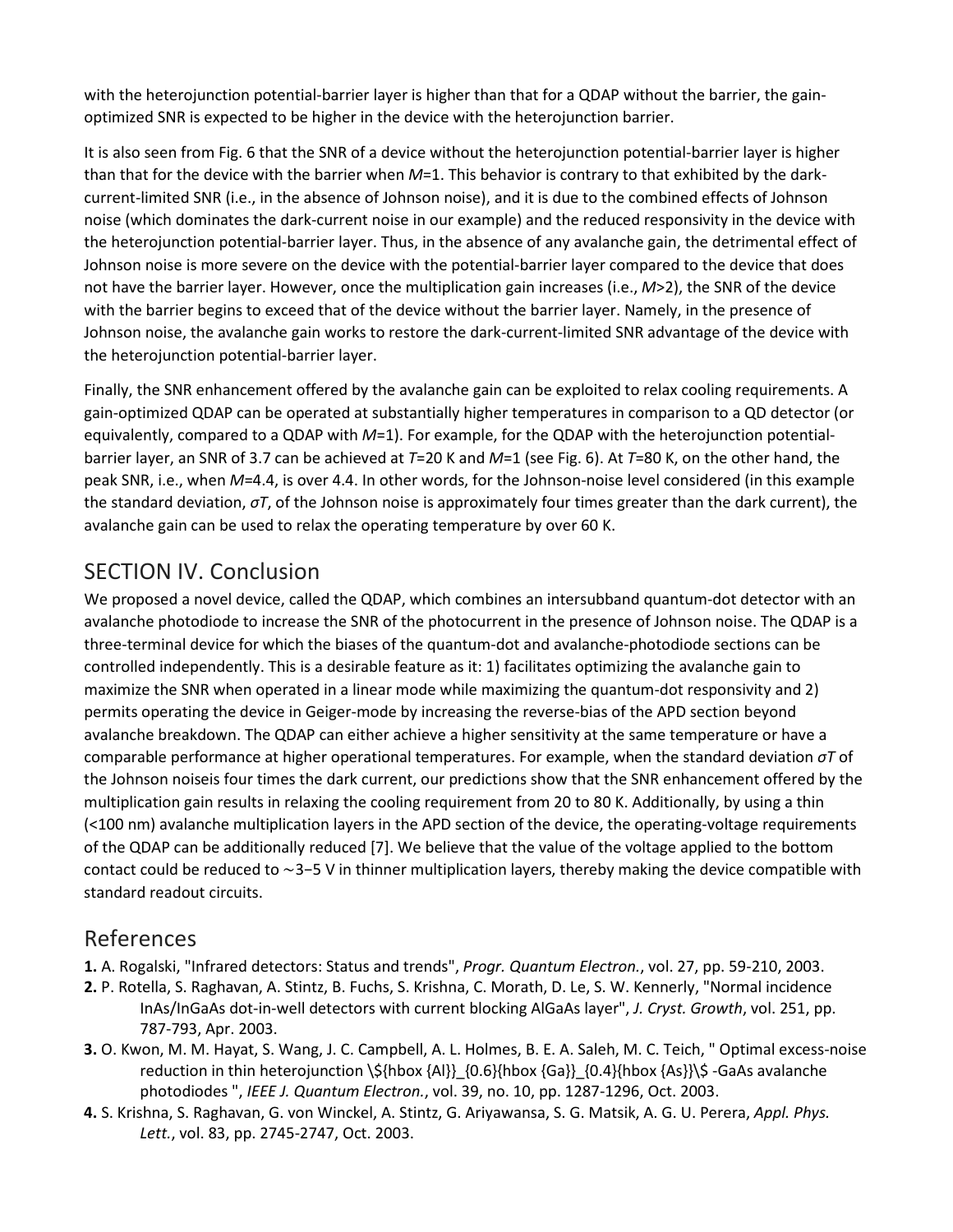with the heterojunction potential-barrier layer is higher than that for a QDAP without the barrier, the gain-optimized SNR is expected to be higher in the device with the heterojunction barrier.

It is also seen from Fig. 6 that the SNR of a device without the heterojunction potential-barrier layer is higher than that for the device with the barrier when $M$=1. This behavior is contrary to that exhibited by the dark-current-limited SNR (i.e., in the absence of Johnson noise), and it is due to the combined effects of Johnson noise (which dominates the dark-current noise in our example) and the reduced responsivity in the device with the heterojunction potential-barrier layer. Thus, in the absence of any avalanche gain, the detrimental effect of Johnson noise is more severe on the device with the potential-barrier layer compared to the device that does not have the barrier layer. However, once the multiplication gain increases (i.e., $M$>2), the SNR of the device with the barrier begins to exceed that of the device without the barrier layer. Namely, in the presence of Johnson noise, the avalanche gain works to restore the dark-current-limited SNR advantage of the device with the heterojunction potential-barrier layer.

Finally, the SNR enhancement offered by the avalanche gain can be exploited to relax cooling requirements. A gain-optimized QDAP can be operated at substantially higher temperatures in comparison to a QD detector (or equivalently, compared to a QDAP with $M$=1). For example, for the QDAP with the heterojunction potential-barrier layer, an SNR of 3.7 can be achieved at $T$=20 K and $M$=1 (see Fig. 6). At $T$=80 K, on the other hand, the peak SNR, i.e., when $M$=4.4, is over 4.4. In other words, for the Johnson-noise level considered (in this example the standard deviation, $\sigma T$, of the Johnson noise is approximately four times greater than the dark current), the avalanche gain can be used to relax the operating temperature by over 60 K.

## SECTION IV. Conclusion

We proposed a novel device, called the QDAP, which combines an intersubband quantum-dot detector with an avalanche photodiode to increase the SNR of the photocurrent in the presence of Johnson noise. The QDAP is a three-terminal device for which the biases of the quantum-dot and avalanche-photodiode sections can be controlled independently. This is a desirable feature as it: 1) facilitates optimizing the avalanche gain to maximize the SNR when operated in a linear mode while maximizing the quantum-dot responsivity and 2) permits operating the device in Geiger-mode by increasing the reverse-bias of the APD section beyond avalanche breakdown. The QDAP can either achieve a higher sensitivity at the same temperature or have a comparable performance at higher operational temperatures. For example, when the standard deviation $\sigma T$ of the Johnson noiseis four times the dark current, our predictions show that the SNR enhancement offered by the multiplication gain results in relaxing the cooling requirement from 20 to 80 K. Additionally, by using a thin (<100 nm) avalanche multiplication layers in the APD section of the device, the operating-voltage requirements of the QDAP can be additionally reduced [7]. We believe that the value of the voltage applied to the bottom contact could be reduced to ∼3−5 V in thinner multiplication layers, thereby making the device compatible with standard readout circuits.

## References

**1.** A. Rogalski, "Infrared detectors: Status and trends", *Progr. Quantum Electron.*, vol. 27, pp. 59-210, 2003.

**2.** P. Rotella, S. Raghavan, A. Stintz, B. Fuchs, S. Krishna, C. Morath, D. Le, S. W. Kennerly, "Normal incidence InAs/InGaAs dot-in-well detectors with current blocking AlGaAs layer", *J. Cryst. Growth*, vol. 251, pp. 787-793, Apr. 2003.

**3.** O. Kwon, M. M. Hayat, S. Wang, J. C. Campbell, A. L. Holmes, B. E. A. Saleh, M. C. Teich, " Optimal excess-noise reduction in thin heterojunction $Al_{0.6}Ga_{0.4}As$ -GaAs avalanche photodiodes ", *IEEE J. Quantum Electron.*, vol. 39, no. 10, pp. 1287-1296, Oct. 2003.

**4.** S. Krishna, S. Raghavan, G. von Winckel, A. Stintz, G. Ariyawansa, S. G. Matsik, A. G. U. Perera, *Appl. Phys. Lett.*, vol. 83, pp. 2745-2747, Oct. 2003.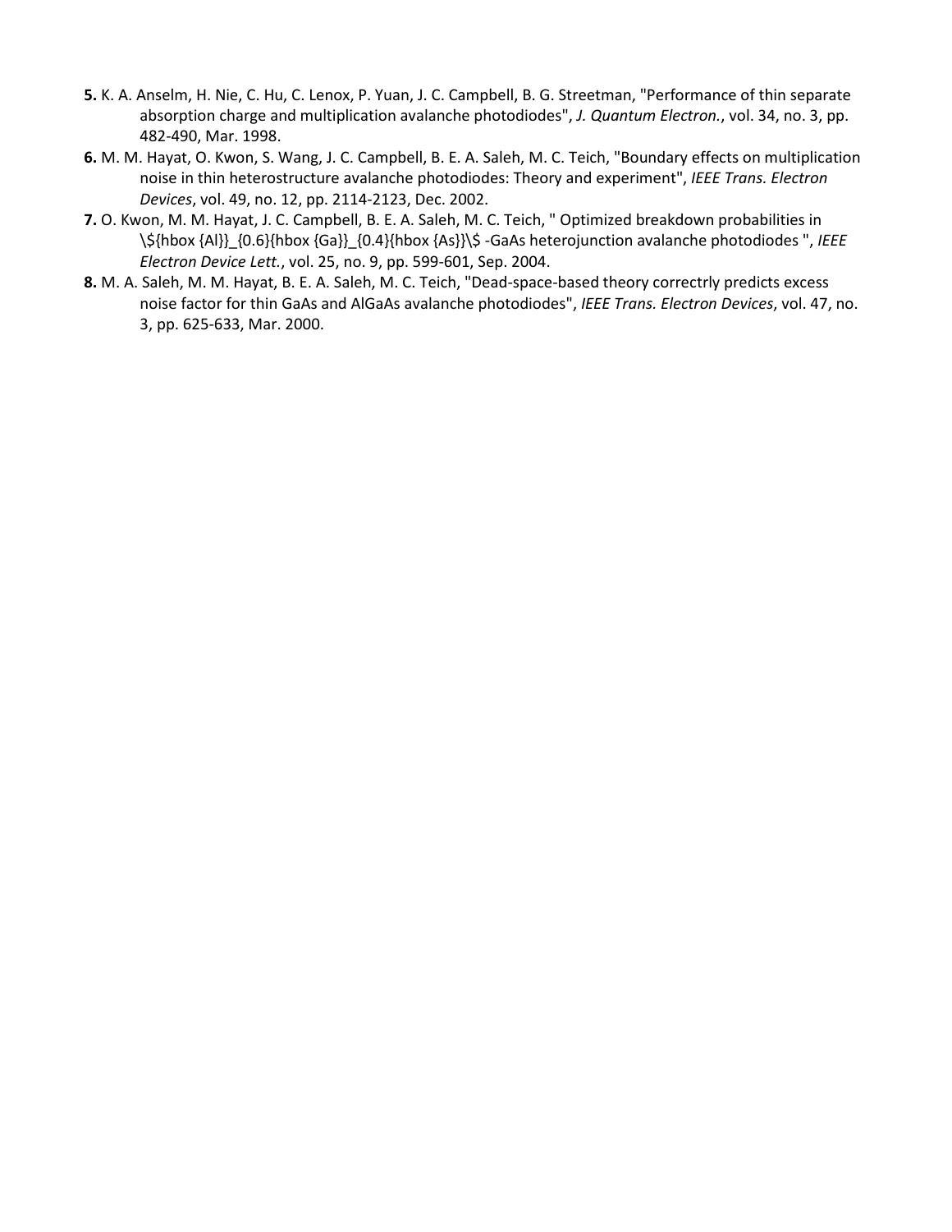**5.** K. A. Anselm, H. Nie, C. Hu, C. Lenox, P. Yuan, J. C. Campbell, B. G. Streetman, "Performance of thin separate absorption charge and multiplication avalanche photodiodes", *J. Quantum Electron.*, vol. 34, no. 3, pp. 482-490, Mar. 1998.

**6.** M. M. Hayat, O. Kwon, S. Wang, J. C. Campbell, B. E. A. Saleh, M. C. Teich, "Boundary effects on multiplication noise in thin heterostructure avalanche photodiodes: Theory and experiment", *IEEE Trans. Electron Devices*, vol. 49, no. 12, pp. 2114-2123, Dec. 2002.

**7.** O. Kwon, M. M. Hayat, J. C. Campbell, B. E. A. Saleh, M. C. Teich, " Optimized breakdown probabilities in \${hbox {Al}}_{0.6}{hbox {Ga}}_{0.4}{hbox {As}}\$ -GaAs heterojunction avalanche photodiodes ", *IEEE Electron Device Lett.*, vol. 25, no. 9, pp. 599-601, Sep. 2004.

**8.** M. A. Saleh, M. M. Hayat, B. E. A. Saleh, M. C. Teich, "Dead-space-based theory correctrly predicts excess noise factor for thin GaAs and AlGaAs avalanche photodiodes", *IEEE Trans. Electron Devices*, vol. 47, no. 3, pp. 625-633, Mar. 2000.